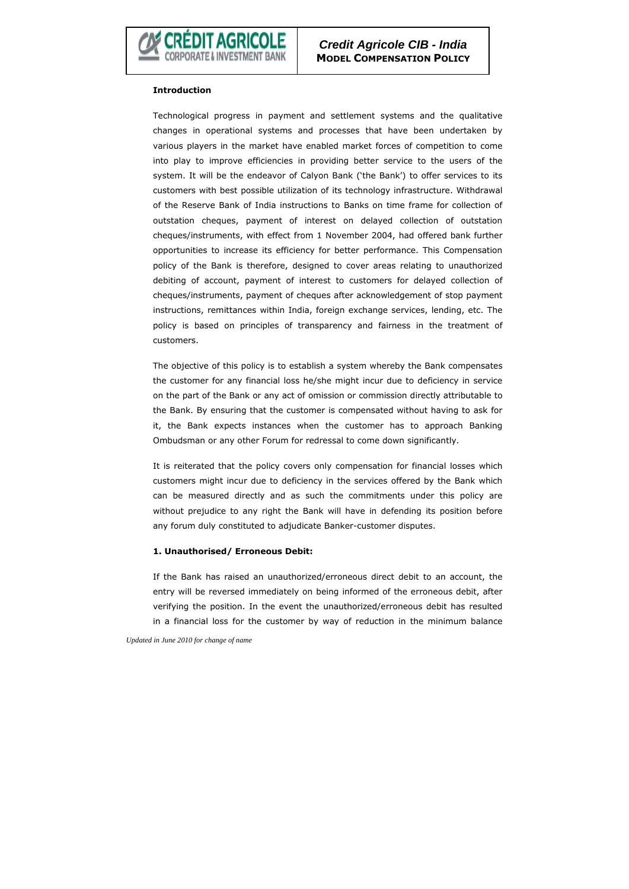# Credit Agricole CIB - India
## MODEL COMPENSATION POLICY

**Introduction**

Technological progress in payment and settlement systems and the qualitative changes in operational systems and processes that have been undertaken by various players in the market have enabled market forces of competition to come into play to improve efficiencies in providing better service to the users of the system. It will be the endeavor of Calyon Bank ('the Bank') to offer services to its customers with best possible utilization of its technology infrastructure. Withdrawal of the Reserve Bank of India instructions to Banks on time frame for collection of outstation cheques, payment of interest on delayed collection of outstation cheques/instruments, with effect from 1 November 2004, had offered bank further opportunities to increase its efficiency for better performance. This Compensation policy of the Bank is therefore, designed to cover areas relating to unauthorized debiting of account, payment of interest to customers for delayed collection of cheques/instruments, payment of cheques after acknowledgement of stop payment instructions, remittances within India, foreign exchange services, lending, etc. The policy is based on principles of transparency and fairness in the treatment of customers.

The objective of this policy is to establish a system whereby the Bank compensates the customer for any financial loss he/she might incur due to deficiency in service on the part of the Bank or any act of omission or commission directly attributable to the Bank. By ensuring that the customer is compensated without having to ask for it, the Bank expects instances when the customer has to approach Banking Ombudsman or any other Forum for redressal to come down significantly.

It is reiterated that the policy covers only compensation for financial losses which customers might incur due to deficiency in the services offered by the Bank which can be measured directly and as such the commitments under this policy are without prejudice to any right the Bank will have in defending its position before any forum duly constituted to adjudicate Banker-customer disputes.

**1. Unauthorised/ Erroneous Debit:**

If the Bank has raised an unauthorized/erroneous direct debit to an account, the entry will be reversed immediately on being informed of the erroneous debit, after verifying the position. In the event the unauthorized/erroneous debit has resulted in a financial loss for the customer by way of reduction in the minimum balance

*Updated in June 2010 for change of name*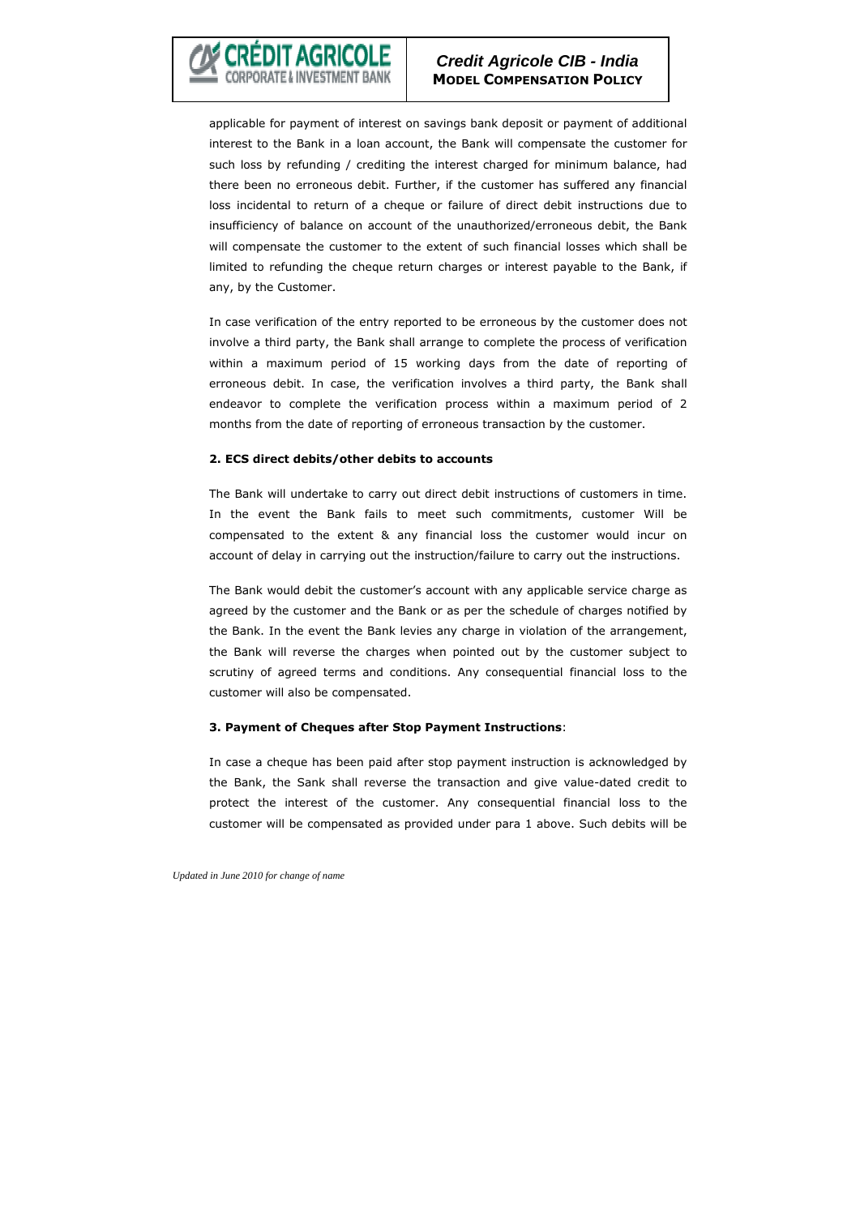applicable for payment of interest on savings bank deposit or payment of additional interest to the Bank in a loan account, the Bank will compensate the customer for such loss by refunding / crediting the interest charged for minimum balance, had there been no erroneous debit. Further, if the customer has suffered any financial loss incidental to return of a cheque or failure of direct debit instructions due to insufficiency of balance on account of the unauthorized/erroneous debit, the Bank will compensate the customer to the extent of such financial losses which shall be limited to refunding the cheque return charges or interest payable to the Bank, if any, by the Customer.

In case verification of the entry reported to be erroneous by the customer does not involve a third party, the Bank shall arrange to complete the process of verification within a maximum period of 15 working days from the date of reporting of erroneous debit. In case, the verification involves a third party, the Bank shall endeavor to complete the verification process within a maximum period of 2 months from the date of reporting of erroneous transaction by the customer.

**2. ECS direct debits/other debits to accounts**

The Bank will undertake to carry out direct debit instructions of customers in time. In the event the Bank fails to meet such commitments, customer Will be compensated to the extent & any financial loss the customer would incur on account of delay in carrying out the instruction/failure to carry out the instructions.

The Bank would debit the customer's account with any applicable service charge as agreed by the customer and the Bank or as per the schedule of charges notified by the Bank. In the event the Bank levies any charge in violation of the arrangement, the Bank will reverse the charges when pointed out by the customer subject to scrutiny of agreed terms and conditions. Any consequential financial loss to the customer will also be compensated.

**3. Payment of Cheques after Stop Payment Instructions**:

In case a cheque has been paid after stop payment instruction is acknowledged by the Bank, the Sank shall reverse the transaction and give value-dated credit to protect the interest of the customer. Any consequential financial loss to the customer will be compensated as provided under para 1 above. Such debits will be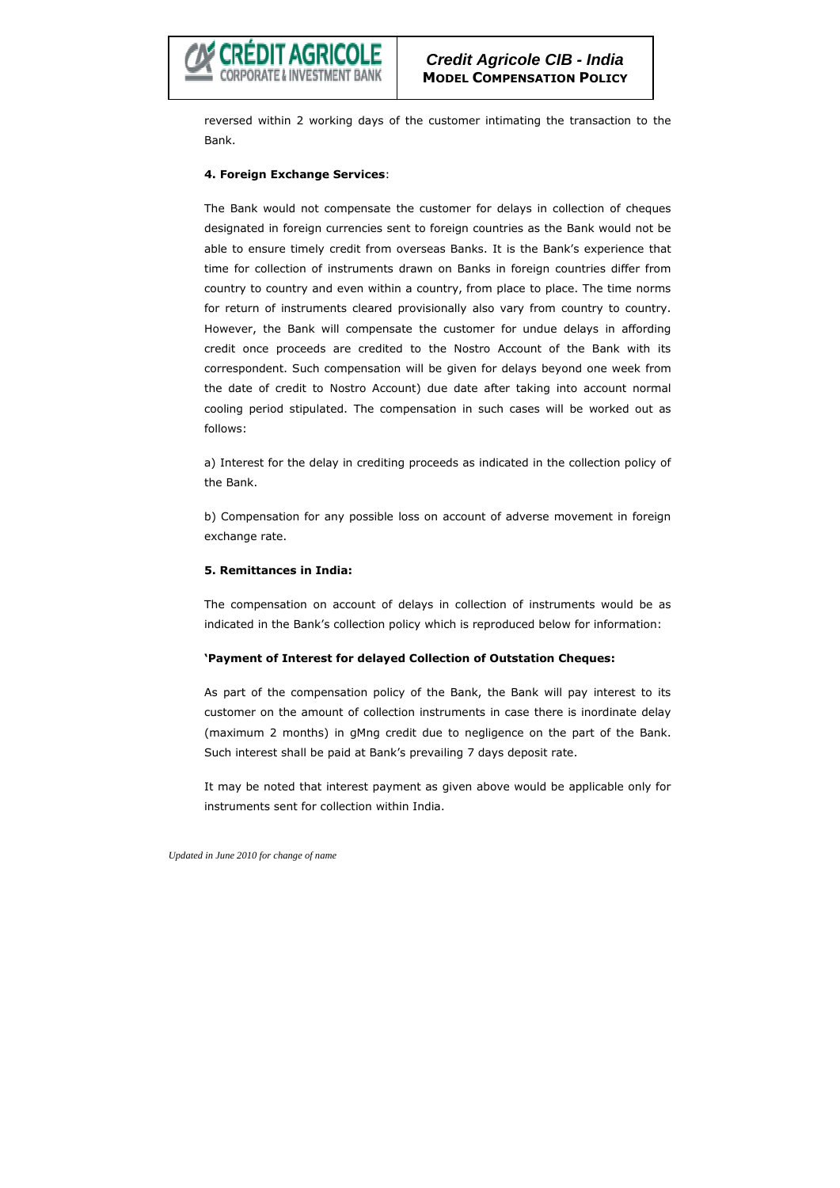reversed within 2 working days of the customer intimating the transaction to the Bank.

**4. Foreign Exchange Services**:

The Bank would not compensate the customer for delays in collection of cheques designated in foreign currencies sent to foreign countries as the Bank would not be able to ensure timely credit from overseas Banks. It is the Bank's experience that time for collection of instruments drawn on Banks in foreign countries differ from country to country and even within a country, from place to place. The time norms for return of instruments cleared provisionally also vary from country to country. However, the Bank will compensate the customer for undue delays in affording credit once proceeds are credited to the Nostro Account of the Bank with its correspondent. Such compensation will be given for delays beyond one week from the date of credit to Nostro Account) due date after taking into account normal cooling period stipulated. The compensation in such cases will be worked out as follows:

a) Interest for the delay in crediting proceeds as indicated in the collection policy of the Bank.

b) Compensation for any possible loss on account of adverse movement in foreign exchange rate.

**5. Remittances in India:**

The compensation on account of delays in collection of instruments would be as indicated in the Bank's collection policy which is reproduced below for information:

**'Payment of Interest for delayed Collection of Outstation Cheques:**

As part of the compensation policy of the Bank, the Bank will pay interest to its customer on the amount of collection instruments in case there is inordinate delay (maximum 2 months) in gMng credit due to negligence on the part of the Bank. Such interest shall be paid at Bank's prevailing 7 days deposit rate.

It may be noted that interest payment as given above would be applicable only for instruments sent for collection within India.

*Updated in June 2010 for change of name*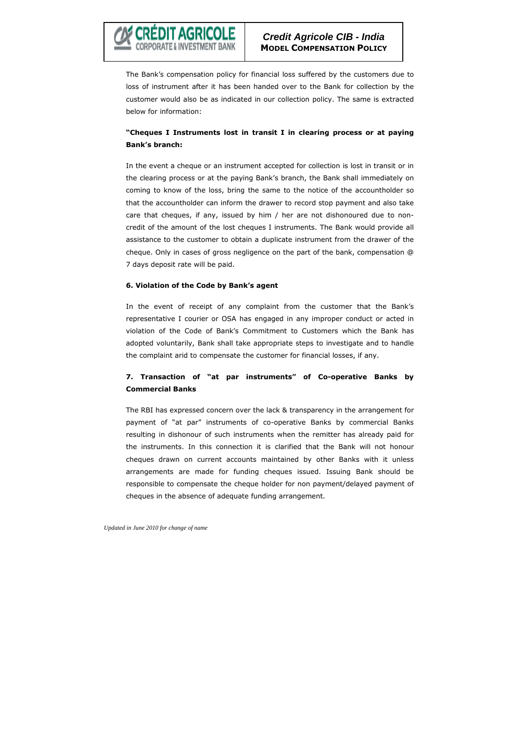The Bank's compensation policy for financial loss suffered by the customers due to loss of instrument after it has been handed over to the Bank for collection by the customer would also be as indicated in our collection policy. The same is extracted below for information:

**"Cheques I Instruments lost in transit I in clearing process or at paying Bank's branch:**

In the event a cheque or an instrument accepted for collection is lost in transit or in the clearing process or at the paying Bank's branch, the Bank shall immediately on coming to know of the loss, bring the same to the notice of the accountholder so that the accountholder can inform the drawer to record stop payment and also take care that cheques, if any, issued by him / her are not dishonoured due to non-credit of the amount of the lost cheques I instruments. The Bank would provide all assistance to the customer to obtain a duplicate instrument from the drawer of the cheque. Only in cases of gross negligence on the part of the bank, compensation @ 7 days deposit rate will be paid.

### 6. Violation of the Code by Bank's agent

In the event of receipt of any complaint from the customer that the Bank's representative I courier or OSA has engaged in any improper conduct or acted in violation of the Code of Bank's Commitment to Customers which the Bank has adopted voluntarily, Bank shall take appropriate steps to investigate and to handle the complaint arid to compensate the customer for financial losses, if any.

### 7. Transaction of "at par instruments" of Co-operative Banks by Commercial Banks

The RBI has expressed concern over the lack & transparency in the arrangement for payment of "at par" instruments of co-operative Banks by commercial Banks resulting in dishonour of such instruments when the remitter has already paid for the instruments. In this connection it is clarified that the Bank will not honour cheques drawn on current accounts maintained by other Banks with it unless arrangements are made for funding cheques issued. Issuing Bank should be responsible to compensate the cheque holder for non payment/delayed payment of cheques in the absence of adequate funding arrangement.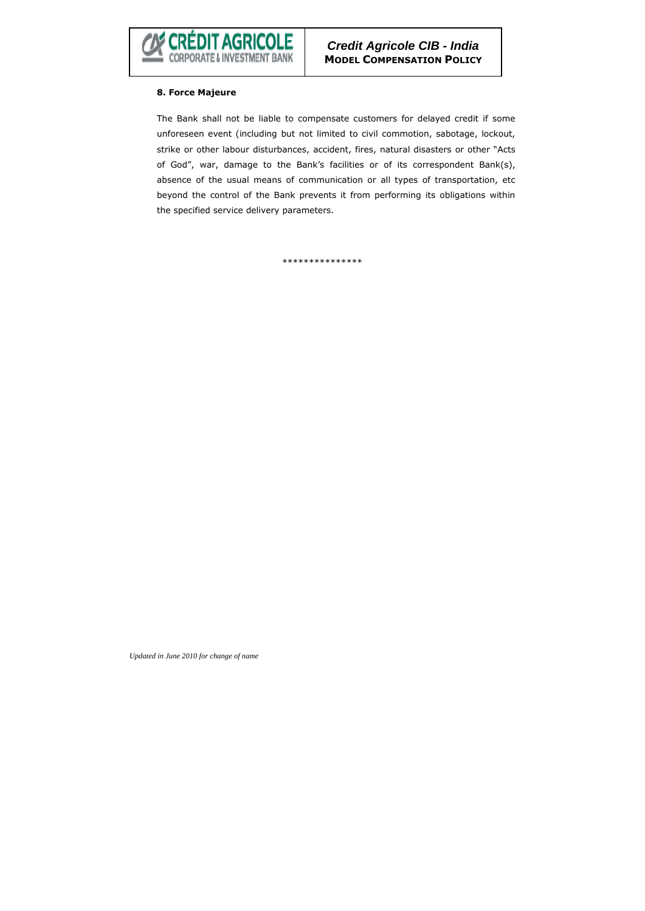**8. Force Majeure**

The Bank shall not be liable to compensate customers for delayed credit if some unforeseen event (including but not limited to civil commotion, sabotage, lockout, strike or other labour disturbances, accident, fires, natural disasters or other "Acts of God", war, damage to the Bank's facilities or of its correspondent Bank(s), absence of the usual means of communication or all types of transportation, etc beyond the control of the Bank prevents it from performing its obligations within the specified service delivery parameters.

***************

*Updated in June 2010 for change of name*